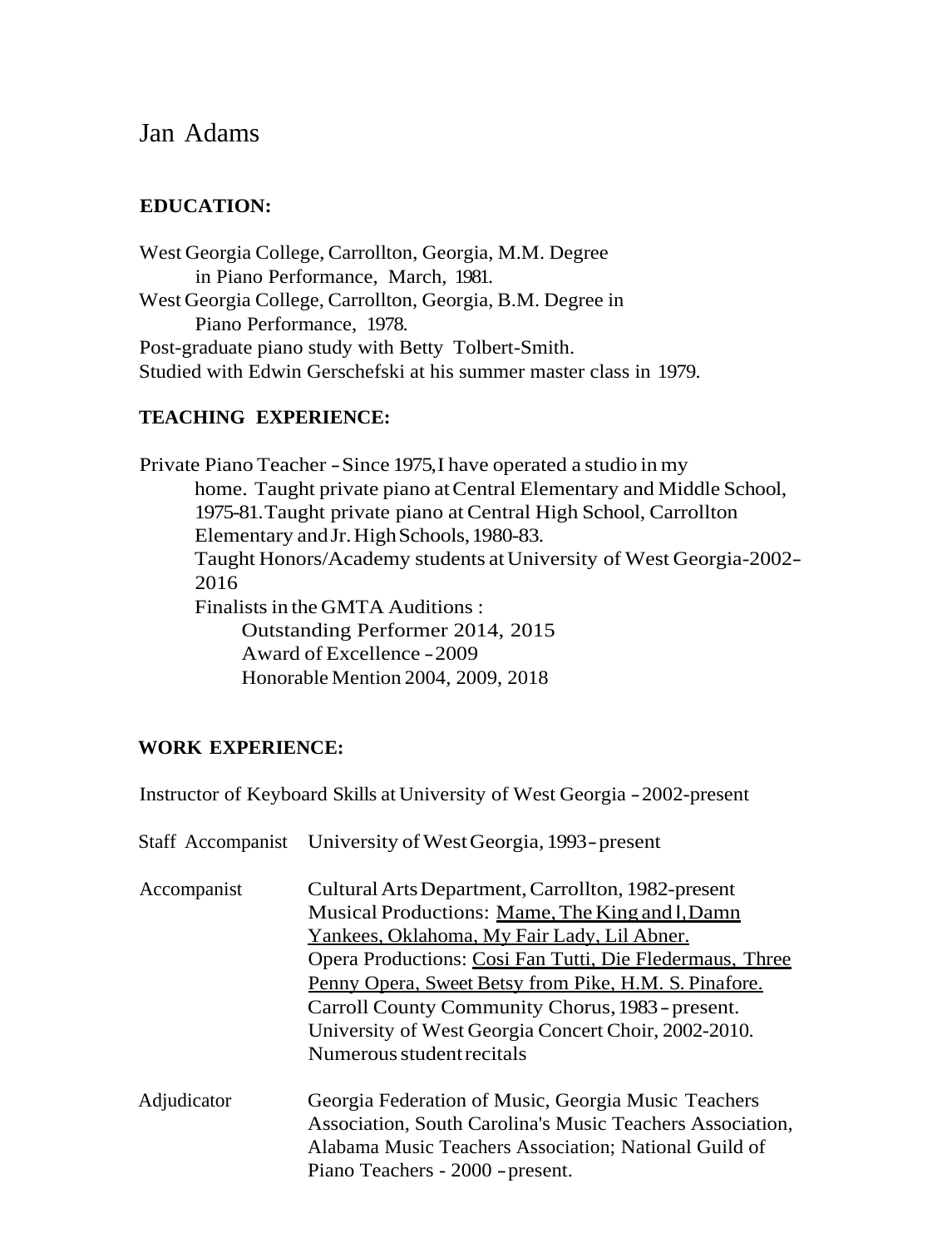# Jan Adams

## EDUCATION:

West Georgia College, Carrollton, Georgia, M.M. Degree in Piano Performance, March, 1981.
West Georgia College, Carrollton, Georgia, B.M. Degree in Piano Performance, 1978.
Post-graduate piano study with Betty Tolbert-Smith.
Studied with Edwin Gerschefski at his summer master class in 1979.

## TEACHING EXPERIENCE:

Private Piano Teacher - Since 1975, I have operated a studio in my home. Taught private piano at Central Elementary and Middle School, 1975-81. Taught private piano at Central High School, Carrollton Elementary and Jr. High Schools, 1980-83.
Taught Honors/Academy students at University of West Georgia-2002-2016
Finalists in the GMTA Auditions :
- Outstanding Performer 2014, 2015
- Award of Excellence - 2009
- Honorable Mention 2004, 2009, 2018

## WORK EXPERIENCE:

Instructor of Keyboard Skills at University of West Georgia - 2002-present

Staff Accompanist — University of West Georgia, 1993 - present

Accompanist — Cultural Arts Department, Carrollton, 1982-present
Musical Productions: Mame, The King and I, Damn Yankees, Oklahoma, My Fair Lady, Lil Abner.
Opera Productions: Cosi Fan Tutti, Die Fledermaus, Three Penny Opera, Sweet Betsy from Pike, H.M. S. Pinafore.
Carroll County Community Chorus, 1983 - present.
University of West Georgia Concert Choir, 2002-2010.
Numerous student recitals

Adjudicator — Georgia Federation of Music, Georgia Music Teachers Association, South Carolina's Music Teachers Association, Alabama Music Teachers Association; National Guild of Piano Teachers - 2000 - present.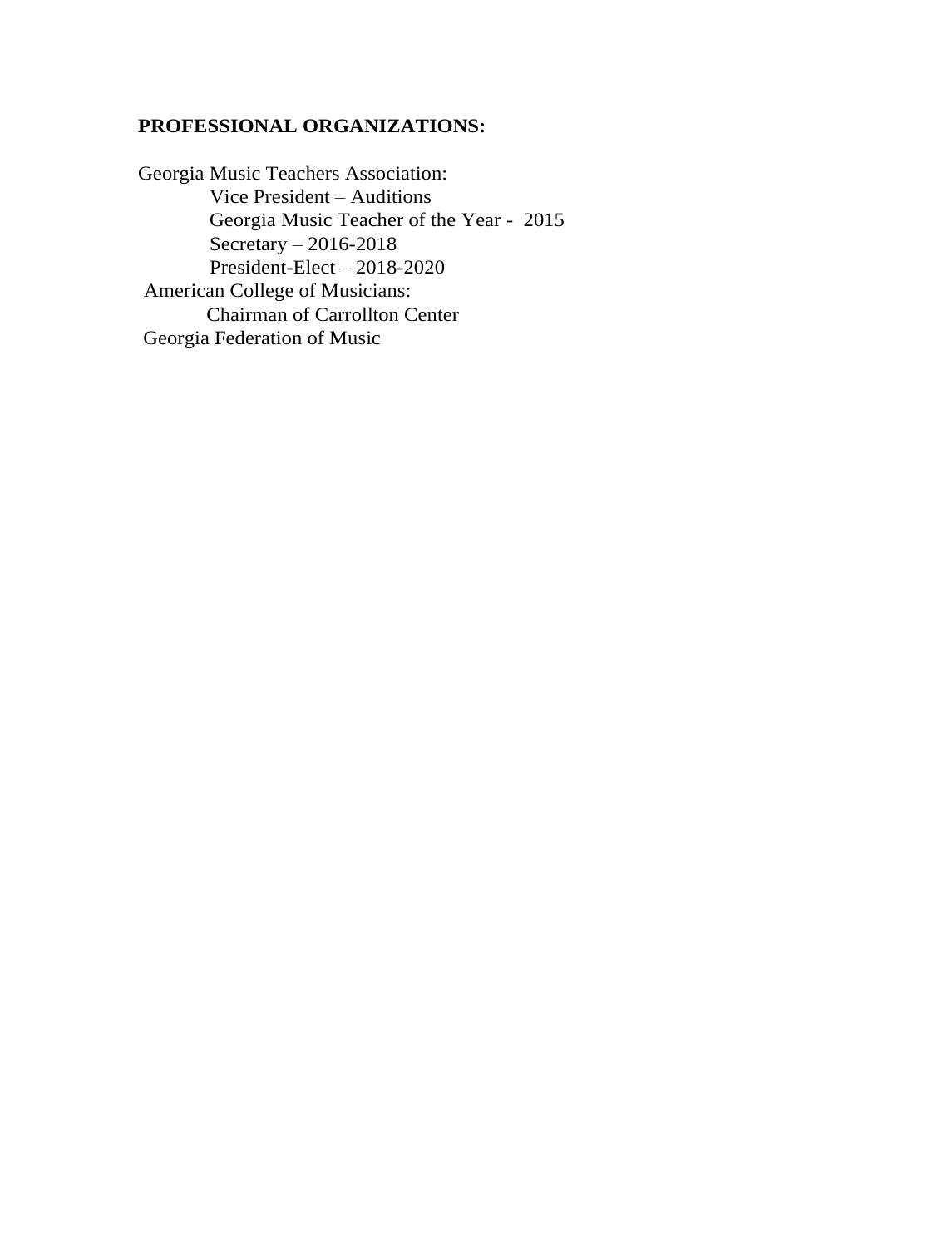**PROFESSIONAL ORGANIZATIONS:**

Georgia Music Teachers Association:
- Vice President – Auditions
- Georgia Music Teacher of the Year - 2015
- Secretary – 2016-2018
- President-Elect – 2018-2020

American College of Musicians:
- Chairman of Carrollton Center

Georgia Federation of Music